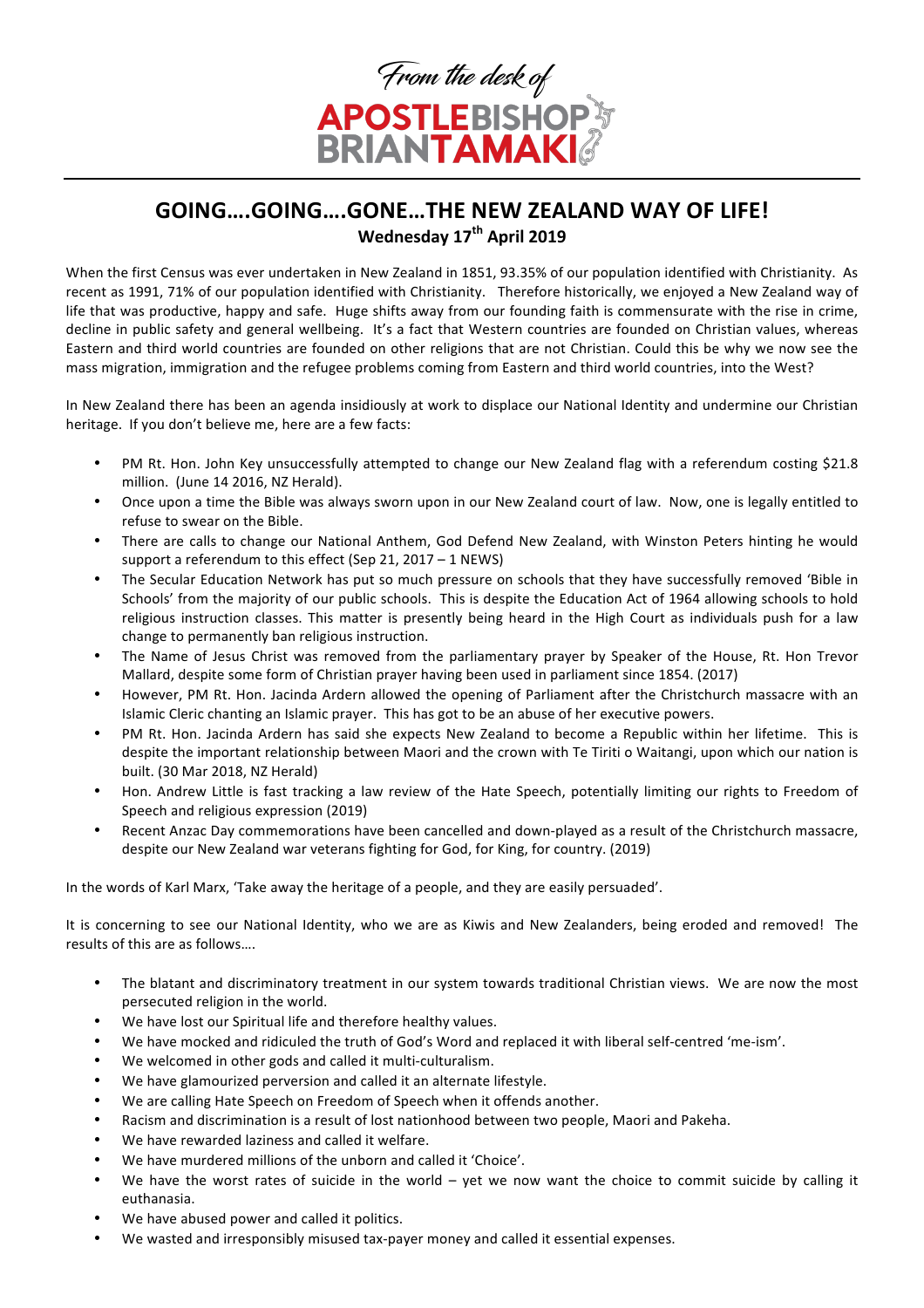*From the desk of*

**APOSTLE BISHOP BRIAN TAMAKI**

# GOING….GOING….GONE…THE NEW ZEALAND WAY OF LIFE!

**Wednesday 17th April 2019**

When the first Census was ever undertaken in New Zealand in 1851, 93.35% of our population identified with Christianity. As recent as 1991, 71% of our population identified with Christianity. Therefore historically, we enjoyed a New Zealand way of life that was productive, happy and safe. Huge shifts away from our founding faith is commensurate with the rise in crime, decline in public safety and general wellbeing. It's a fact that Western countries are founded on Christian values, whereas Eastern and third world countries are founded on other religions that are not Christian. Could this be why we now see the mass migration, immigration and the refugee problems coming from Eastern and third world countries, into the West?

In New Zealand there has been an agenda insidiously at work to displace our National Identity and undermine our Christian heritage. If you don't believe me, here are a few facts:

- PM Rt. Hon. John Key unsuccessfully attempted to change our New Zealand flag with a referendum costing $21.8 million. (June 14 2016, NZ Herald).
- Once upon a time the Bible was always sworn upon in our New Zealand court of law. Now, one is legally entitled to refuse to swear on the Bible.
- There are calls to change our National Anthem, God Defend New Zealand, with Winston Peters hinting he would support a referendum to this effect (Sep 21, 2017 – 1 NEWS)
- The Secular Education Network has put so much pressure on schools that they have successfully removed 'Bible in Schools' from the majority of our public schools. This is despite the Education Act of 1964 allowing schools to hold religious instruction classes. This matter is presently being heard in the High Court as individuals push for a law change to permanently ban religious instruction.
- The Name of Jesus Christ was removed from the parliamentary prayer by Speaker of the House, Rt. Hon Trevor Mallard, despite some form of Christian prayer having been used in parliament since 1854. (2017)
- However, PM Rt. Hon. Jacinda Ardern allowed the opening of Parliament after the Christchurch massacre with an Islamic Cleric chanting an Islamic prayer. This has got to be an abuse of her executive powers.
- PM Rt. Hon. Jacinda Ardern has said she expects New Zealand to become a Republic within her lifetime. This is despite the important relationship between Maori and the crown with Te Tiriti o Waitangi, upon which our nation is built. (30 Mar 2018, NZ Herald)
- Hon. Andrew Little is fast tracking a law review of the Hate Speech, potentially limiting our rights to Freedom of Speech and religious expression (2019)
- Recent Anzac Day commemorations have been cancelled and down-played as a result of the Christchurch massacre, despite our New Zealand war veterans fighting for God, for King, for country. (2019)

In the words of Karl Marx, 'Take away the heritage of a people, and they are easily persuaded'.

It is concerning to see our National Identity, who we are as Kiwis and New Zealanders, being eroded and removed! The results of this are as follows….

- The blatant and discriminatory treatment in our system towards traditional Christian views. We are now the most persecuted religion in the world.
- We have lost our Spiritual life and therefore healthy values.
- We have mocked and ridiculed the truth of God's Word and replaced it with liberal self-centred 'me-ism'.
- We welcomed in other gods and called it multi-culturalism.
- We have glamourized perversion and called it an alternate lifestyle.
- We are calling Hate Speech on Freedom of Speech when it offends another.
- Racism and discrimination is a result of lost nationhood between two people, Maori and Pakeha.
- We have rewarded laziness and called it welfare.
- We have murdered millions of the unborn and called it 'Choice'.
- We have the worst rates of suicide in the world – yet we now want the choice to commit suicide by calling it euthanasia.
- We have abused power and called it politics.
- We wasted and irresponsibly misused tax-payer money and called it essential expenses.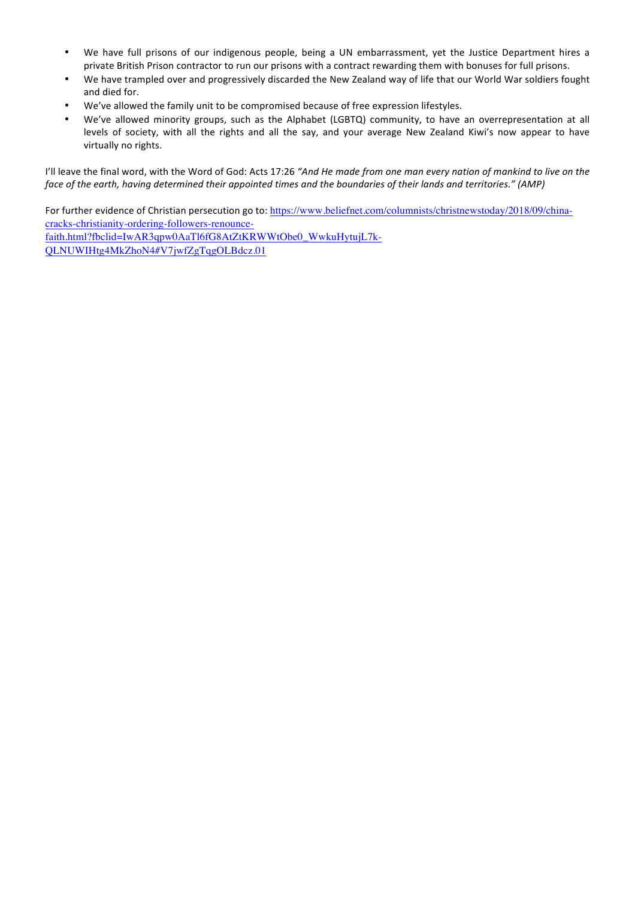- We have full prisons of our indigenous people, being a UN embarrassment, yet the Justice Department hires a private British Prison contractor to run our prisons with a contract rewarding them with bonuses for full prisons.
- We have trampled over and progressively discarded the New Zealand way of life that our World War soldiers fought and died for.
- We've allowed the family unit to be compromised because of free expression lifestyles.
- We've allowed minority groups, such as the Alphabet (LGBTQ) community, to have an overrepresentation at all levels of society, with all the rights and all the say, and your average New Zealand Kiwi's now appear to have virtually no rights.

I'll leave the final word, with the Word of God: Acts 17:26 *"And He made from one man every nation of mankind to live on the face of the earth, having determined their appointed times and the boundaries of their lands and territories." (AMP)*

For further evidence of Christian persecution go to: https://www.beliefnet.com/columnists/christnewstoday/2018/09/china-cracks-christianity-ordering-followers-renounce-faith.html?fbclid=IwAR3qpw0AaTl6fG8AtZtKRWWtObe0_WwkuHytujL7k-QLNUWIHtg4MkZhoN4#V7jwfZgTqgOLBdcz.01